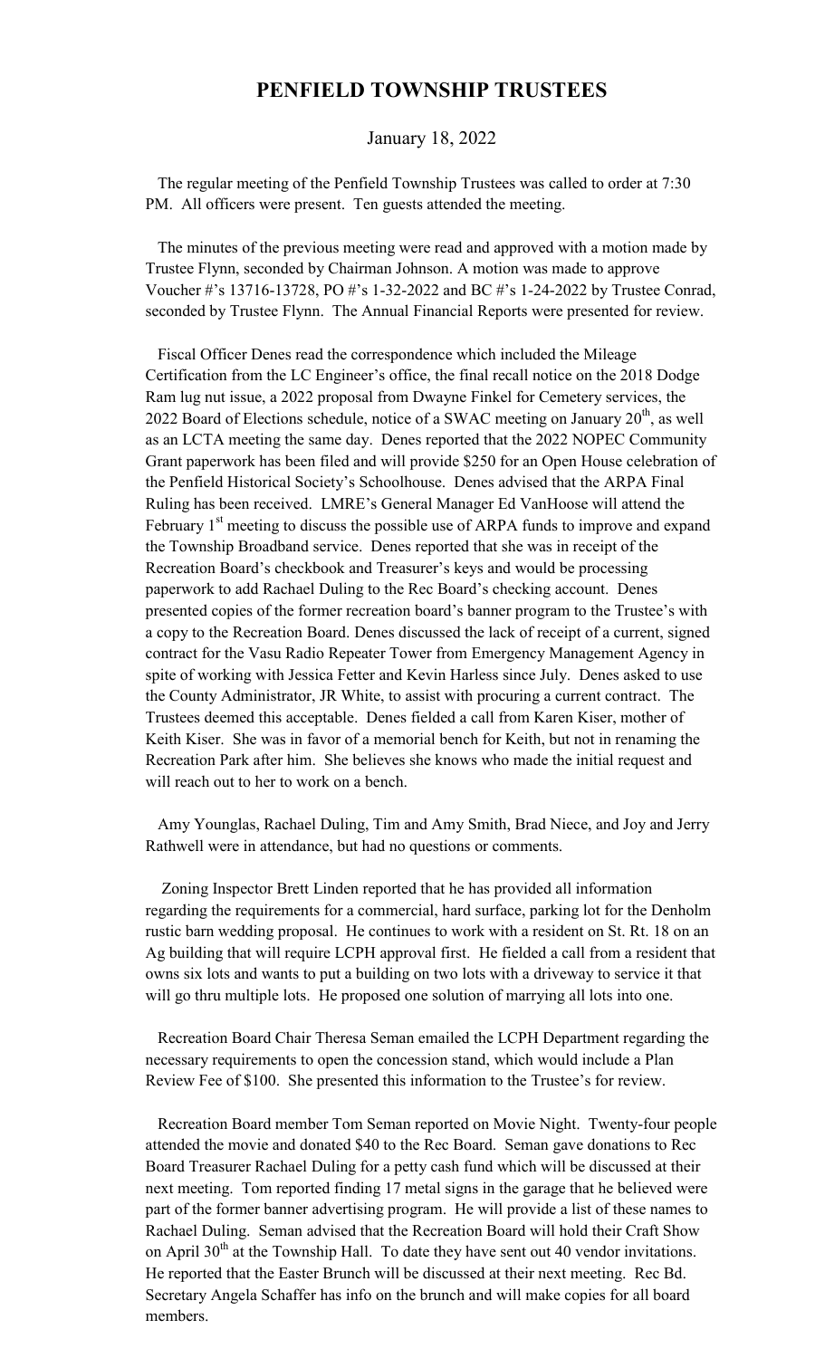# PENFIELD TOWNSHIP TRUSTEES

January 18, 2022

The regular meeting of the Penfield Township Trustees was called to order at 7:30 PM. All officers were present. Ten guests attended the meeting.

The minutes of the previous meeting were read and approved with a motion made by Trustee Flynn, seconded by Chairman Johnson. A motion was made to approve Voucher #'s 13716-13728, PO #'s 1-32-2022 and BC #'s 1-24-2022 by Trustee Conrad, seconded by Trustee Flynn. The Annual Financial Reports were presented for review.

Fiscal Officer Denes read the correspondence which included the Mileage Certification from the LC Engineer's office, the final recall notice on the 2018 Dodge Ram lug nut issue, a 2022 proposal from Dwayne Finkel for Cemetery services, the 2022 Board of Elections schedule, notice of a SWAC meeting on January 20th, as well as an LCTA meeting the same day. Denes reported that the 2022 NOPEC Community Grant paperwork has been filed and will provide $250 for an Open House celebration of the Penfield Historical Society's Schoolhouse. Denes advised that the ARPA Final Ruling has been received. LMRE's General Manager Ed VanHoose will attend the February 1st meeting to discuss the possible use of ARPA funds to improve and expand the Township Broadband service. Denes reported that she was in receipt of the Recreation Board's checkbook and Treasurer's keys and would be processing paperwork to add Rachael Duling to the Rec Board's checking account. Denes presented copies of the former recreation board's banner program to the Trustee's with a copy to the Recreation Board. Denes discussed the lack of receipt of a current, signed contract for the Vasu Radio Repeater Tower from Emergency Management Agency in spite of working with Jessica Fetter and Kevin Harless since July. Denes asked to use the County Administrator, JR White, to assist with procuring a current contract. The Trustees deemed this acceptable. Denes fielded a call from Karen Kiser, mother of Keith Kiser. She was in favor of a memorial bench for Keith, but not in renaming the Recreation Park after him. She believes she knows who made the initial request and will reach out to her to work on a bench.

Amy Younglas, Rachael Duling, Tim and Amy Smith, Brad Niece, and Joy and Jerry Rathwell were in attendance, but had no questions or comments.

Zoning Inspector Brett Linden reported that he has provided all information regarding the requirements for a commercial, hard surface, parking lot for the Denholm rustic barn wedding proposal. He continues to work with a resident on St. Rt. 18 on an Ag building that will require LCPH approval first. He fielded a call from a resident that owns six lots and wants to put a building on two lots with a driveway to service it that will go thru multiple lots. He proposed one solution of marrying all lots into one.

Recreation Board Chair Theresa Seman emailed the LCPH Department regarding the necessary requirements to open the concession stand, which would include a Plan Review Fee of $100. She presented this information to the Trustee's for review.

Recreation Board member Tom Seman reported on Movie Night. Twenty-four people attended the movie and donated $40 to the Rec Board. Seman gave donations to Rec Board Treasurer Rachael Duling for a petty cash fund which will be discussed at their next meeting. Tom reported finding 17 metal signs in the garage that he believed were part of the former banner advertising program. He will provide a list of these names to Rachael Duling. Seman advised that the Recreation Board will hold their Craft Show on April 30th at the Township Hall. To date they have sent out 40 vendor invitations. He reported that the Easter Brunch will be discussed at their next meeting. Rec Bd. Secretary Angela Schaffer has info on the brunch and will make copies for all board members.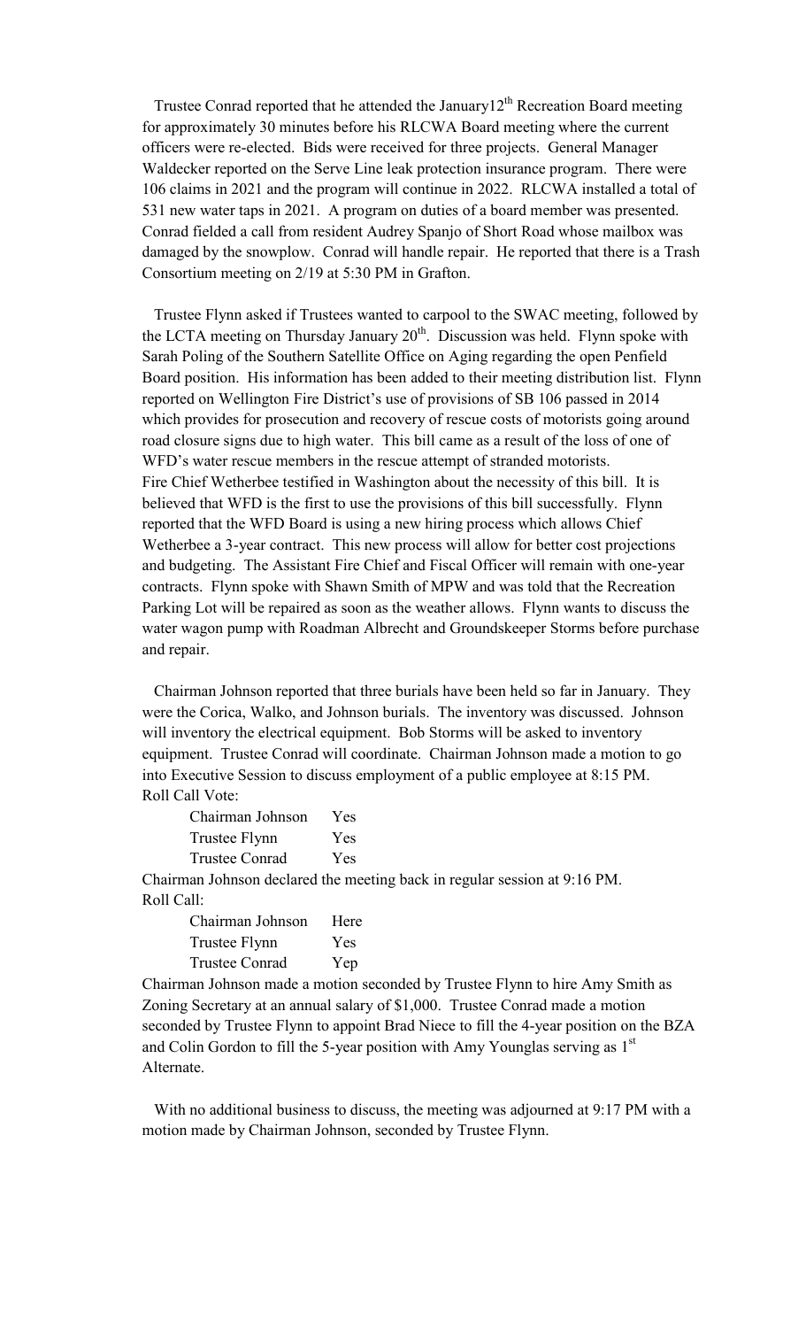Trustee Conrad reported that he attended the January12[th] Recreation Board meeting for approximately 30 minutes before his RLCWA Board meeting where the current officers were re-elected. Bids were received for three projects. General Manager Waldecker reported on the Serve Line leak protection insurance program. There were 106 claims in 2021 and the program will continue in 2022. RLCWA installed a total of 531 new water taps in 2021. A program on duties of a board member was presented. Conrad fielded a call from resident Audrey Spanjo of Short Road whose mailbox was damaged by the snowplow. Conrad will handle repair. He reported that there is a Trash Consortium meeting on 2/19 at 5:30 PM in Grafton.

Trustee Flynn asked if Trustees wanted to carpool to the SWAC meeting, followed by the LCTA meeting on Thursday January 20[th]. Discussion was held. Flynn spoke with Sarah Poling of the Southern Satellite Office on Aging regarding the open Penfield Board position. His information has been added to their meeting distribution list. Flynn reported on Wellington Fire District's use of provisions of SB 106 passed in 2014 which provides for prosecution and recovery of rescue costs of motorists going around road closure signs due to high water. This bill came as a result of the loss of one of WFD's water rescue members in the rescue attempt of stranded motorists.
Fire Chief Wetherbee testified in Washington about the necessity of this bill. It is believed that WFD is the first to use the provisions of this bill successfully. Flynn reported that the WFD Board is using a new hiring process which allows Chief Wetherbee a 3-year contract. This new process will allow for better cost projections and budgeting. The Assistant Fire Chief and Fiscal Officer will remain with one-year contracts. Flynn spoke with Shawn Smith of MPW and was told that the Recreation Parking Lot will be repaired as soon as the weather allows. Flynn wants to discuss the water wagon pump with Roadman Albrecht and Groundskeeper Storms before purchase and repair.

Chairman Johnson reported that three burials have been held so far in January. They were the Corica, Walko, and Johnson burials. The inventory was discussed. Johnson will inventory the electrical equipment. Bob Storms will be asked to inventory equipment. Trustee Conrad will coordinate. Chairman Johnson made a motion to go into Executive Session to discuss employment of a public employee at 8:15 PM.
Roll Call Vote:

Chairman Johnson Yes
Trustee Flynn Yes
Trustee Conrad Yes

Chairman Johnson declared the meeting back in regular session at 9:16 PM.
Roll Call:

Chairman Johnson Here
Trustee Flynn Yes
Trustee Conrad Yep

Chairman Johnson made a motion seconded by Trustee Flynn to hire Amy Smith as Zoning Secretary at an annual salary of $1,000. Trustee Conrad made a motion seconded by Trustee Flynn to appoint Brad Niece to fill the 4-year position on the BZA and Colin Gordon to fill the 5-year position with Amy Younglas serving as 1[st] Alternate.

With no additional business to discuss, the meeting was adjourned at 9:17 PM with a motion made by Chairman Johnson, seconded by Trustee Flynn.